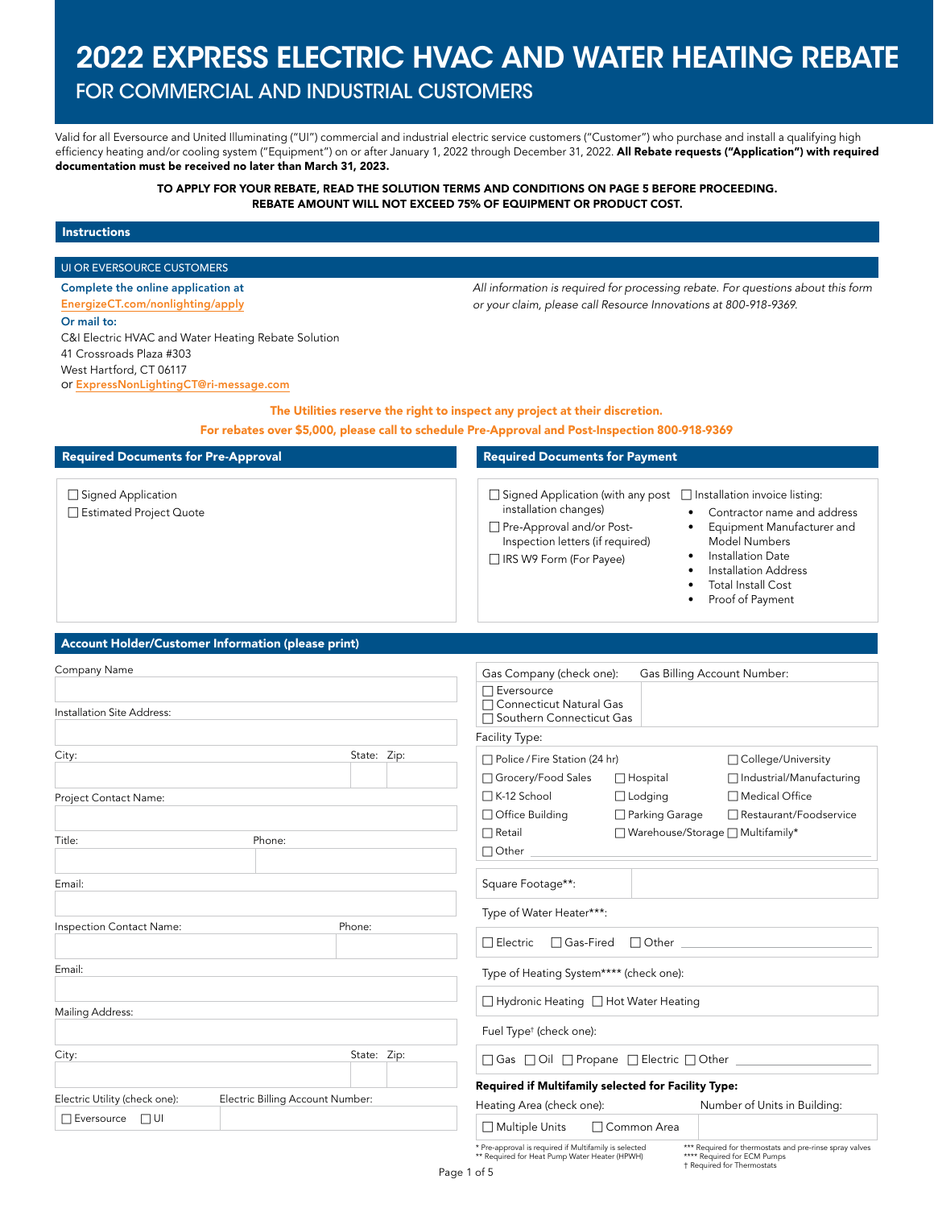# 2022 EXPRESS ELECTRIC HVAC AND WATER HEATING REBATE

## FOR COMMERCIAL AND INDUSTRIAL CUSTOMERS

Valid for all Eversource and United Illuminating ("UI") commercial and industrial electric service customers ("Customer") who purchase and install a qualifying high efficiency heating and/or cooling system ("Equipment") on or after January 1, 2022 through December 31, 2022. **All Rebate requests ("Application") with required documentation must be received no later than March 31, 2023.**

**TO APPLY FOR YOUR REBATE, READ THE SOLUTION TERMS AND CONDITIONS ON PAGE 5 BEFORE PROCEEDING.**
**REBATE AMOUNT WILL NOT EXCEED 75% OF EQUIPMENT OR PRODUCT COST.**

### Instructions

#### UI OR EVERSOURCE CUSTOMERS

**Complete the online application at**
**EnergizeCT.com/nonlighting/apply**
**Or mail to:**
C&I Electric HVAC and Water Heating Rebate Solution
41 Crossroads Plaza #303
West Hartford, CT 06117
or **ExpressNonLightingCT@ri-message.com**

*All information is required for processing rebate. For questions about this form or your claim, please call Resource Innovations at 800-918-9369.*

**The Utilities reserve the right to inspect any project at their discretion.**

**For rebates over $5,000, please call to schedule Pre-Approval and Post-Inspection 800-918-9369**

### Required Documents for Pre-Approval

- ☐ Signed Application
- ☐ Estimated Project Quote

### Required Documents for Payment

- ☐ Signed Application (with any post installation changes)
- ☐ Pre-Approval and/or Post-Inspection letters (if required)
- ☐ IRS W9 Form (For Payee)
- ☐ Installation invoice listing:
  - Contractor name and address
  - Equipment Manufacturer and Model Numbers
  - Installation Date
  - Installation Address
  - Total Install Cost
  - Proof of Payment

### Account Holder/Customer Information (please print)

Company Name: ____________________

Installation Site Address: ____________________

City: __________ State: ____ Zip: ____

Project Contact Name: ____________________

Title: __________ Phone: __________

Email: ____________________

Inspection Contact Name: __________ Phone: __________

Email: ____________________

Mailing Address: ____________________

City: __________ State: ____ Zip: ____

Electric Utility (check one): ☐ Eversource ☐ UI

Electric Billing Account Number: ____________________

Gas Company (check one): ☐ Eversource ☐ Connecticut Natural Gas ☐ Southern Connecticut Gas

Gas Billing Account Number: ____________________

Facility Type:

- ☐ Police / Fire Station (24 hr)
- ☐ College/University
- ☐ Grocery/Food Sales
- ☐ Hospital
- ☐ Industrial/Manufacturing
- ☐ K-12 School
- ☐ Lodging
- ☐ Medical Office
- ☐ Office Building
- ☐ Parking Garage
- ☐ Restaurant/Foodservice
- ☐ Retail
- ☐ Warehouse/Storage
- ☐ Multifamily*
- ☐ Other ____________________

Square Footage**: __________

Type of Water Heater***: ☐ Electric ☐ Gas-Fired ☐ Other __________

Type of Heating System**** (check one): ☐ Hydronic Heating ☐ Hot Water Heating

Fuel Type† (check one): ☐ Gas ☐ Oil ☐ Propane ☐ Electric ☐ Other __________

**Required if Multifamily selected for Facility Type:**

Heating Area (check one): ☐ Multiple Units ☐ Common Area

Number of Units in Building: __________

\* Pre-approval is required if Multifamily is selected
\*\* Required for Heat Pump Water Heater (HPWH)
\*\*\* Required for thermostats and pre-rinse spray valves
\*\*\*\* Required for ECM Pumps
† Required for Thermostats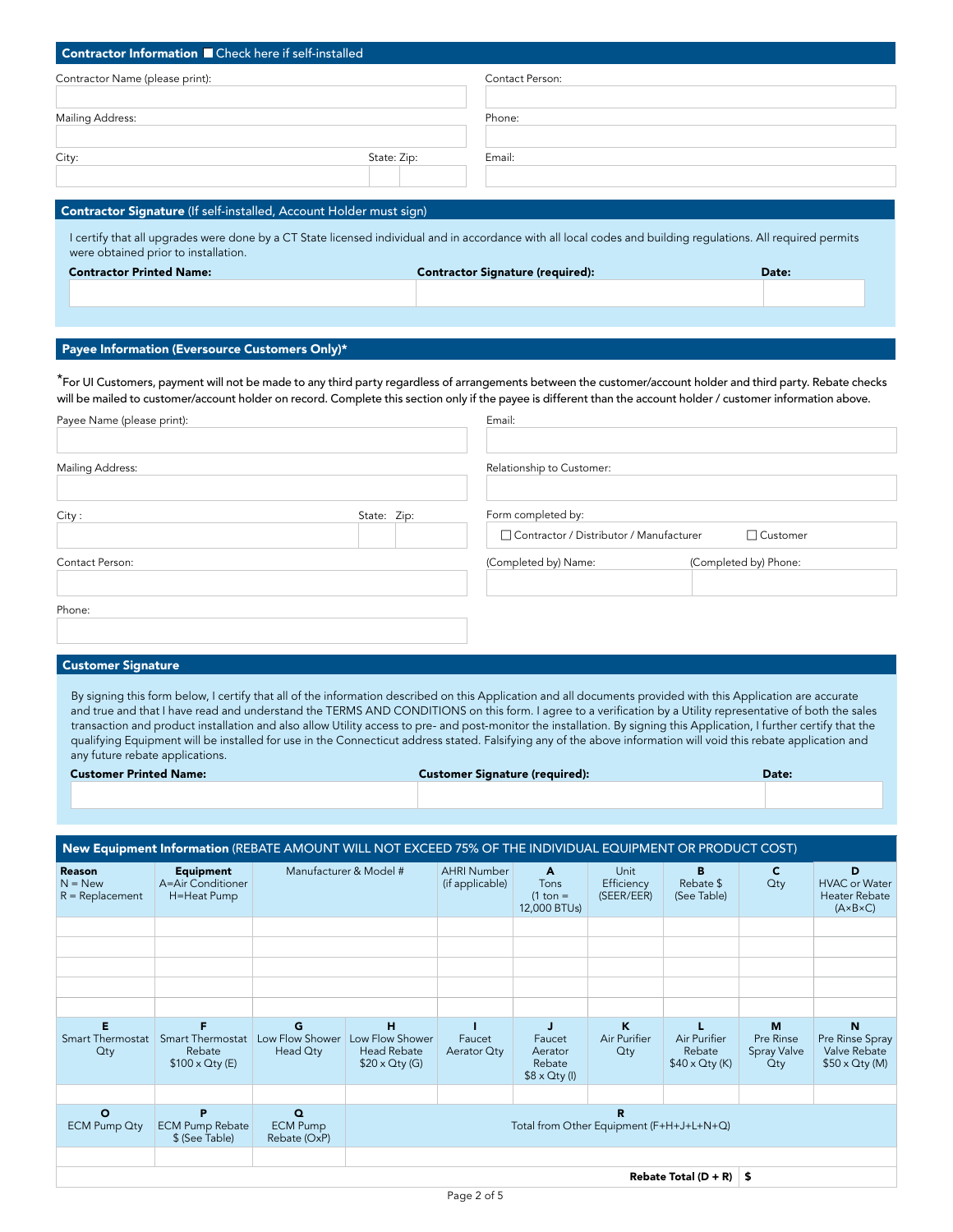## Contractor Information ☐ Check here if self-installed

| Contractor Name (please print): | Contact Person: |
|---|---|
| | |
| Mailing Address: | Phone: |
| | |
| City: State: Zip: | Email: |
| | |

## Contractor Signature (If self-installed, Account Holder must sign)

I certify that all upgrades were done by a CT State licensed individual and in accordance with all local codes and building regulations. All required permits were obtained prior to installation.

| Contractor Printed Name: | Contractor Signature (required): | Date: |
|---|---|---|
| | | |

## Payee Information (Eversource Customers Only)*

*For UI Customers, payment will not be made to any third party regardless of arrangements between the customer/account holder and third party. Rebate checks will be mailed to customer/account holder on record. Complete this section only if the payee is different than the account holder / customer information above.

| Payee Name (please print): | Email: |
|---|---|
| | |
| Mailing Address: | Relationship to Customer: |
| | |
| City : State: Zip: | Form completed by: ☐ Contractor / Distributor / Manufacturer ☐ Customer |
| | |
| Contact Person: | (Completed by) Name: (Completed by) Phone: |
| | |
| Phone: | |
| | |

## Customer Signature

By signing this form below, I certify that all of the information described on this Application and all documents provided with this Application are accurate and true and that I have read and understand the TERMS AND CONDITIONS on this form. I agree to a verification by a Utility representative of both the sales transaction and product installation and also allow Utility access to pre- and post-monitor the installation. By signing this Application, I further certify that the qualifying Equipment will be installed for use in the Connecticut address stated. Falsifying any of the above information will void this rebate application and any future rebate applications.

| Customer Printed Name: | Customer Signature (required): | Date: |
|---|---|---|
| | | |

## New Equipment Information (REBATE AMOUNT WILL NOT EXCEED 75% OF THE INDIVIDUAL EQUIPMENT OR PRODUCT COST)

| Reason N = New R = Replacement | Equipment A=Air Conditioner H=Heat Pump | Manufacturer & Model # | AHRI Number (if applicable) | A Tons (1 ton = 12,000 BTUs) | Unit Efficiency (SEER/EER) | B Rebate $ (See Table) | C Qty | D HVAC or Water Heater Rebate (A×B×C) |
|---|---|---|---|---|---|---|---|---|
| | | | | | | | | |
| | | | | | | | | |
| | | | | | | | | |
| | | | | | | | | |
| | | | | | | | | |

| E Smart Thermostat Qty | F Smart Thermostat Rebate $100 x Qty (E) | G Low Flow Shower Head Qty | H Low Flow Shower Head Rebate $20 x Qty (G) | I Faucet Aerator Qty | J Faucet Aerator Rebate $8 x Qty (I) | K Air Purifier Qty | L Air Purifier Rebate $40 x Qty (K) | M Pre Rinse Spray Valve Qty | N Pre Rinse Spray Valve Rebate $50 x Qty (M) |
|---|---|---|---|---|---|---|---|---|---|
| | | | | | | | | | |

| O ECM Pump Qty | P ECM Pump Rebate $ (See Table) | Q ECM Pump Rebate (OxP) | R Total from Other Equipment (F+H+J+L+N+Q) |
|---|---|---|---|
| | | | |
| | | **Rebate Total (D + R)** | $ |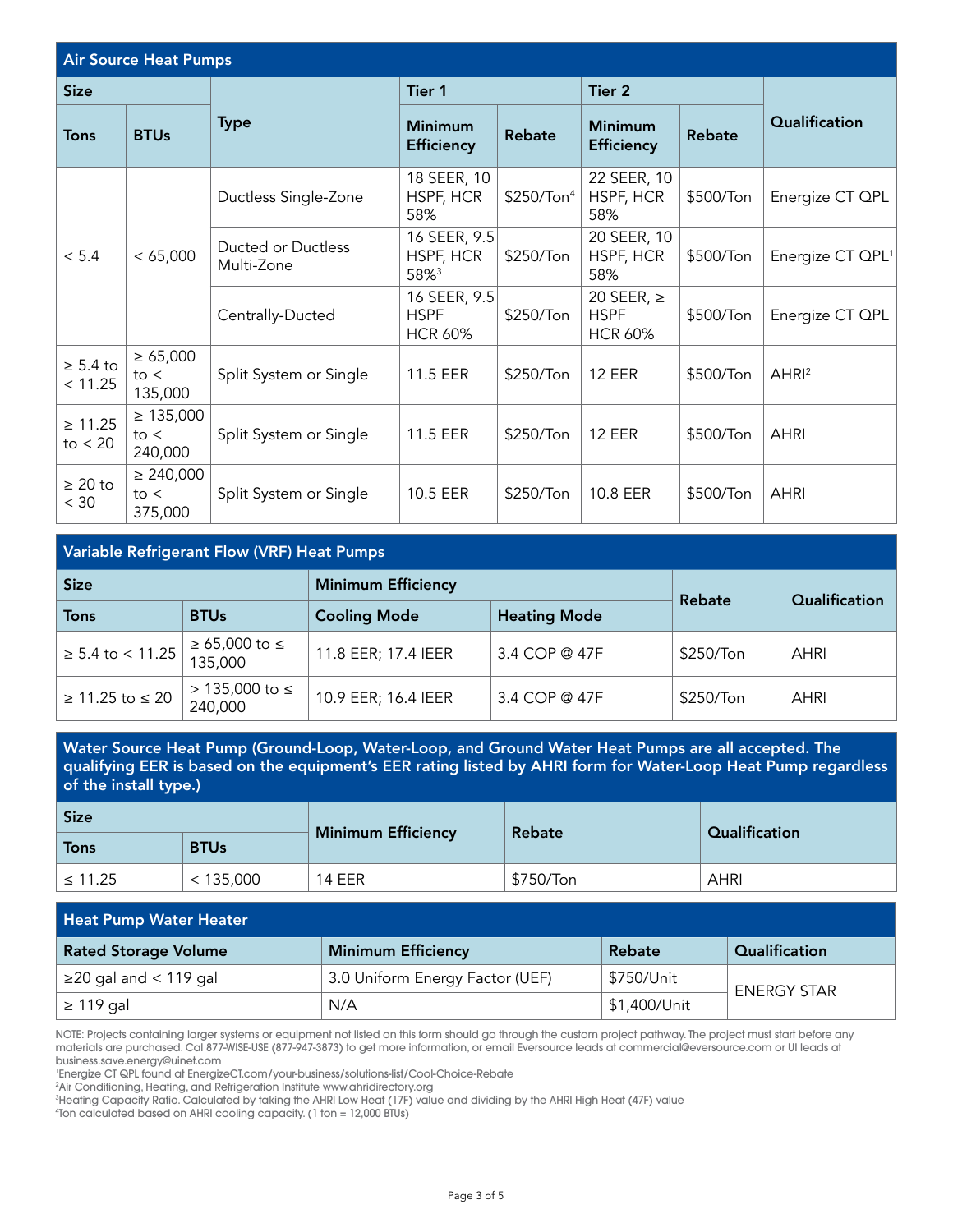## Air Source Heat Pumps

| Size | | Type | Tier 1 | | Tier 2 | | Qualification |
|---|---|---|---|---|---|---|---|
| Tons | BTUs | | Minimum Efficiency | Rebate | Minimum Efficiency | Rebate | |
| < 5.4 | < 65,000 | Ductless Single-Zone | 18 SEER, 10 HSPF, HCR 58% | $250/Ton[4] | 22 SEER, 10 HSPF, HCR 58% | $500/Ton | Energize CT QPL |
| | | Ducted or Ductless Multi-Zone | 16 SEER, 9.5 HSPF, HCR 58%[3] | $250/Ton | 20 SEER, 10 HSPF, HCR 58% | $500/Ton | Energize CT QPL[1] |
| | | Centrally-Ducted | 16 SEER, 9.5 HSPF HCR 60% | $250/Ton | 20 SEER, ≥ HSPF HCR 60% | $500/Ton | Energize CT QPL |
| ≥ 5.4 to < 11.25 | ≥ 65,000 to < 135,000 | Split System or Single | 11.5 EER | $250/Ton | 12 EER | $500/Ton | AHRI[2] |
| ≥ 11.25 to < 20 | ≥ 135,000 to < 240,000 | Split System or Single | 11.5 EER | $250/Ton | 12 EER | $500/Ton | AHRI |
| ≥ 20 to < 30 | ≥ 240,000 to < 375,000 | Split System or Single | 10.5 EER | $250/Ton | 10.8 EER | $500/Ton | AHRI |

## Variable Refrigerant Flow (VRF) Heat Pumps

| Size | | Minimum Efficiency | | Rebate | Qualification |
|---|---|---|---|---|---|
| Tons | BTUs | Cooling Mode | Heating Mode | | |
| ≥ 5.4 to < 11.25 | ≥ 65,000 to ≤ 135,000 | 11.8 EER; 17.4 IEER | 3.4 COP @ 47F | $250/Ton | AHRI |
| ≥ 11.25 to ≤ 20 | > 135,000 to ≤ 240,000 | 10.9 EER; 16.4 IEER | 3.4 COP @ 47F | $250/Ton | AHRI |

## Water Source Heat Pump (Ground-Loop, Water-Loop, and Ground Water Heat Pumps are all accepted. The qualifying EER is based on the equipment's EER rating listed by AHRI form for Water-Loop Heat Pump regardless of the install type.)

| Size | | Minimum Efficiency | Rebate | Qualification |
|---|---|---|---|---|
| Tons | BTUs | | | |
| ≤ 11.25 | < 135,000 | 14 EER | $750/Ton | AHRI |

## Heat Pump Water Heater

| Rated Storage Volume | Minimum Efficiency | Rebate | Qualification |
|---|---|---|---|
| ≥20 gal and < 119 gal | 3.0 Uniform Energy Factor (UEF) | $750/Unit | ENERGY STAR |
| ≥ 119 gal | N/A | $1,400/Unit | |

NOTE: Projects containing larger systems or equipment not listed on this form should go through the custom project pathway. The project must start before any materials are purchased. Cal 877-WISE-USE (877-947-3873) to get more information, or email Eversource leads at commercial@eversource.com or UI leads at business.save.energy@uinet.com

[1]Energize CT QPL found at EnergizeCT.com/your-business/solutions-list/Cool-Choice-Rebate

[2]Air Conditioning, Heating, and Refrigeration Institute www.ahridirectory.org

[3]Heating Capacity Ratio. Calculated by taking the AHRI Low Heat (17F) value and dividing by the AHRI High Heat (47F) value

[4]Ton calculated based on AHRI cooling capacity. (1 ton = 12,000 BTUs)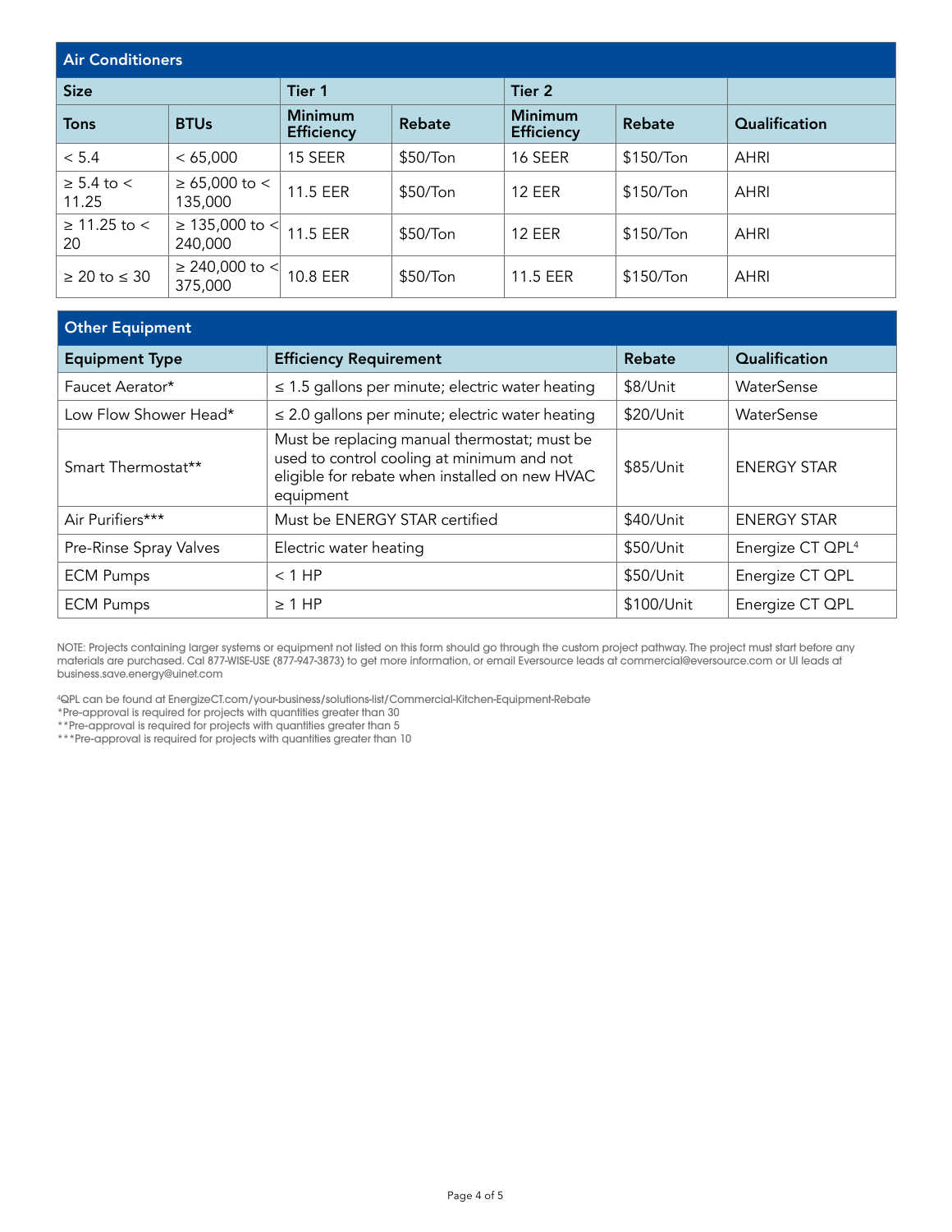| Air Conditioners | | | | | | |
|---|---|---|---|---|---|---|
| **Size** | | **Tier 1** | | **Tier 2** | | |
| **Tons** | **BTUs** | **Minimum Efficiency** | **Rebate** | **Minimum Efficiency** | **Rebate** | **Qualification** |
| < 5.4 | < 65,000 | 15 SEER | $50/Ton | 16 SEER | $150/Ton | AHRI |
| ≥ 5.4 to < 11.25 | ≥ 65,000 to < 135,000 | 11.5 EER | $50/Ton | 12 EER | $150/Ton | AHRI |
| ≥ 11.25 to < 20 | ≥ 135,000 to < 240,000 | 11.5 EER | $50/Ton | 12 EER | $150/Ton | AHRI |
| ≥ 20 to ≤ 30 | ≥ 240,000 to < 375,000 | 10.8 EER | $50/Ton | 11.5 EER | $150/Ton | AHRI |

| Other Equipment | | | |
|---|---|---|---|
| **Equipment Type** | **Efficiency Requirement** | **Rebate** | **Qualification** |
| Faucet Aerator* | ≤ 1.5 gallons per minute; electric water heating | $8/Unit | WaterSense |
| Low Flow Shower Head* | ≤ 2.0 gallons per minute; electric water heating | $20/Unit | WaterSense |
| Smart Thermostat** | Must be replacing manual thermostat; must be used to control cooling at minimum and not eligible for rebate when installed on new HVAC equipment | $85/Unit | ENERGY STAR |
| Air Purifiers*** | Must be ENERGY STAR certified | $40/Unit | ENERGY STAR |
| Pre-Rinse Spray Valves | Electric water heating | $50/Unit | Energize CT QPL[4] |
| ECM Pumps | < 1 HP | $50/Unit | Energize CT QPL |
| ECM Pumps | ≥ 1 HP | $100/Unit | Energize CT QPL |

NOTE: Projects containing larger systems or equipment not listed on this form should go through the custom project pathway. The project must start before any materials are purchased. Cal 877-WISE-USE (877-947-3873) to get more information, or email Eversource leads at commercial@eversource.com or UI leads at business.save.energy@uinet.com

[4]QPL can be found at EnergizeCT.com/your-business/solutions-list/Commercial-Kitchen-Equipment-Rebate
*Pre-approval is required for projects with quantities greater than 30
**Pre-approval is required for projects with quantities greater than 5
***Pre-approval is required for projects with quantities greater than 10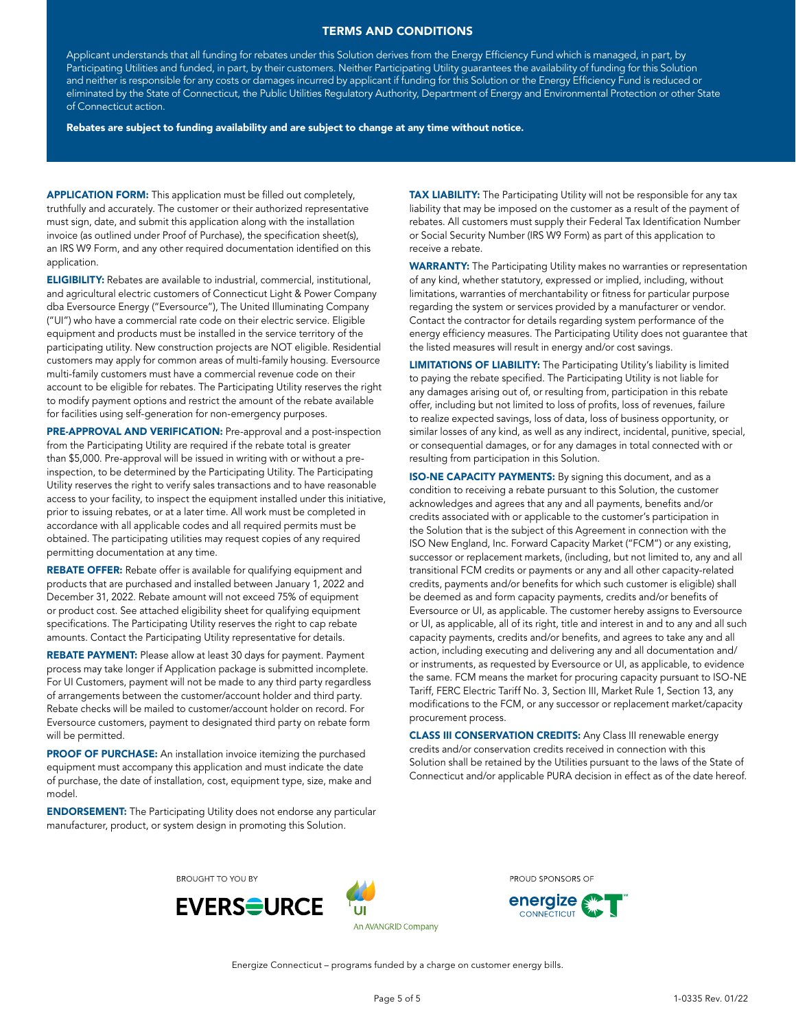## TERMS AND CONDITIONS

Applicant understands that all funding for rebates under this Solution derives from the Energy Efficiency Fund which is managed, in part, by Participating Utilities and funded, in part, by their customers. Neither Participating Utility guarantees the availability of funding for this Solution and neither is responsible for any costs or damages incurred by applicant if funding for this Solution or the Energy Efficiency Fund is reduced or eliminated by the State of Connecticut, the Public Utilities Regulatory Authority, Department of Energy and Environmental Protection or other State of Connecticut action.

**Rebates are subject to funding availability and are subject to change at any time without notice.**

**APPLICATION FORM:** This application must be filled out completely, truthfully and accurately. The customer or their authorized representative must sign, date, and submit this application along with the installation invoice (as outlined under Proof of Purchase), the specification sheet(s), an IRS W9 Form, and any other required documentation identified on this application.

**ELIGIBILITY:** Rebates are available to industrial, commercial, institutional, and agricultural electric customers of Connecticut Light & Power Company dba Eversource Energy ("Eversource"), The United Illuminating Company ("UI") who have a commercial rate code on their electric service. Eligible equipment and products must be installed in the service territory of the participating utility. New construction projects are NOT eligible. Residential customers may apply for common areas of multi-family housing. Eversource multi-family customers must have a commercial revenue code on their account to be eligible for rebates. The Participating Utility reserves the right to modify payment options and restrict the amount of the rebate available for facilities using self-generation for non-emergency purposes.

**PRE-APPROVAL AND VERIFICATION:** Pre-approval and a post-inspection from the Participating Utility are required if the rebate total is greater than $5,000. Pre-approval will be issued in writing with or without a pre-inspection, to be determined by the Participating Utility. The Participating Utility reserves the right to verify sales transactions and to have reasonable access to your facility, to inspect the equipment installed under this initiative, prior to issuing rebates, or at a later time. All work must be completed in accordance with all applicable codes and all required permits must be obtained. The participating utilities may request copies of any required permitting documentation at any time.

**REBATE OFFER:** Rebate offer is available for qualifying equipment and products that are purchased and installed between January 1, 2022 and December 31, 2022. Rebate amount will not exceed 75% of equipment or product cost. See attached eligibility sheet for qualifying equipment specifications. The Participating Utility reserves the right to cap rebate amounts. Contact the Participating Utility representative for details.

**REBATE PAYMENT:** Please allow at least 30 days for payment. Payment process may take longer if Application package is submitted incomplete. For UI Customers, payment will not be made to any third party regardless of arrangements between the customer/account holder and third party. Rebate checks will be mailed to customer/account holder on record. For Eversource customers, payment to designated third party on rebate form will be permitted.

**PROOF OF PURCHASE:** An installation invoice itemizing the purchased equipment must accompany this application and must indicate the date of purchase, the date of installation, cost, equipment type, size, make and model.

**ENDORSEMENT:** The Participating Utility does not endorse any particular manufacturer, product, or system design in promoting this Solution.

**TAX LIABILITY:** The Participating Utility will not be responsible for any tax liability that may be imposed on the customer as a result of the payment of rebates. All customers must supply their Federal Tax Identification Number or Social Security Number (IRS W9 Form) as part of this application to receive a rebate.

**WARRANTY:** The Participating Utility makes no warranties or representation of any kind, whether statutory, expressed or implied, including, without limitations, warranties of merchantability or fitness for particular purpose regarding the system or services provided by a manufacturer or vendor. Contact the contractor for details regarding system performance of the energy efficiency measures. The Participating Utility does not guarantee that the listed measures will result in energy and/or cost savings.

**LIMITATIONS OF LIABILITY:** The Participating Utility's liability is limited to paying the rebate specified. The Participating Utility is not liable for any damages arising out of, or resulting from, participation in this rebate offer, including but not limited to loss of profits, loss of revenues, failure to realize expected savings, loss of data, loss of business opportunity, or similar losses of any kind, as well as any indirect, incidental, punitive, special, or consequential damages, or for any damages in total connected with or resulting from participation in this Solution.

**ISO-NE CAPACITY PAYMENTS:** By signing this document, and as a condition to receiving a rebate pursuant to this Solution, the customer acknowledges and agrees that any and all payments, benefits and/or credits associated with or applicable to the customer's participation in the Solution that is the subject of this Agreement in connection with the ISO New England, Inc. Forward Capacity Market ("FCM") or any existing, successor or replacement markets, (including, but not limited to, any and all transitional FCM credits or payments or any and all other capacity-related credits, payments and/or benefits for which such customer is eligible) shall be deemed as and form capacity payments, credits and/or benefits of Eversource or UI, as applicable. The customer hereby assigns to Eversource or UI, as applicable, all of its right, title and interest in and to any and all such capacity payments, credits and/or benefits, and agrees to take any and all action, including executing and delivering any and all documentation and/or instruments, as requested by Eversource or UI, as applicable, to evidence the same. FCM means the market for procuring capacity pursuant to ISO-NE Tariff, FERC Electric Tariff No. 3, Section III, Market Rule 1, Section 13, any modifications to the FCM, or any successor or replacement market/capacity procurement process.

**CLASS III CONSERVATION CREDITS:** Any Class III renewable energy credits and/or conservation credits received in connection with this Solution shall be retained by the Utilities pursuant to the laws of the State of Connecticut and/or applicable PURA decision in effect as of the date hereof.

BROUGHT TO YOU BY

EVERSOURCE

UI
An AVANGRID Company

PROUD SPONSORS OF

energize CONNECTICUT

Energize Connecticut – programs funded by a charge on customer energy bills.

1-0335 Rev. 01/22